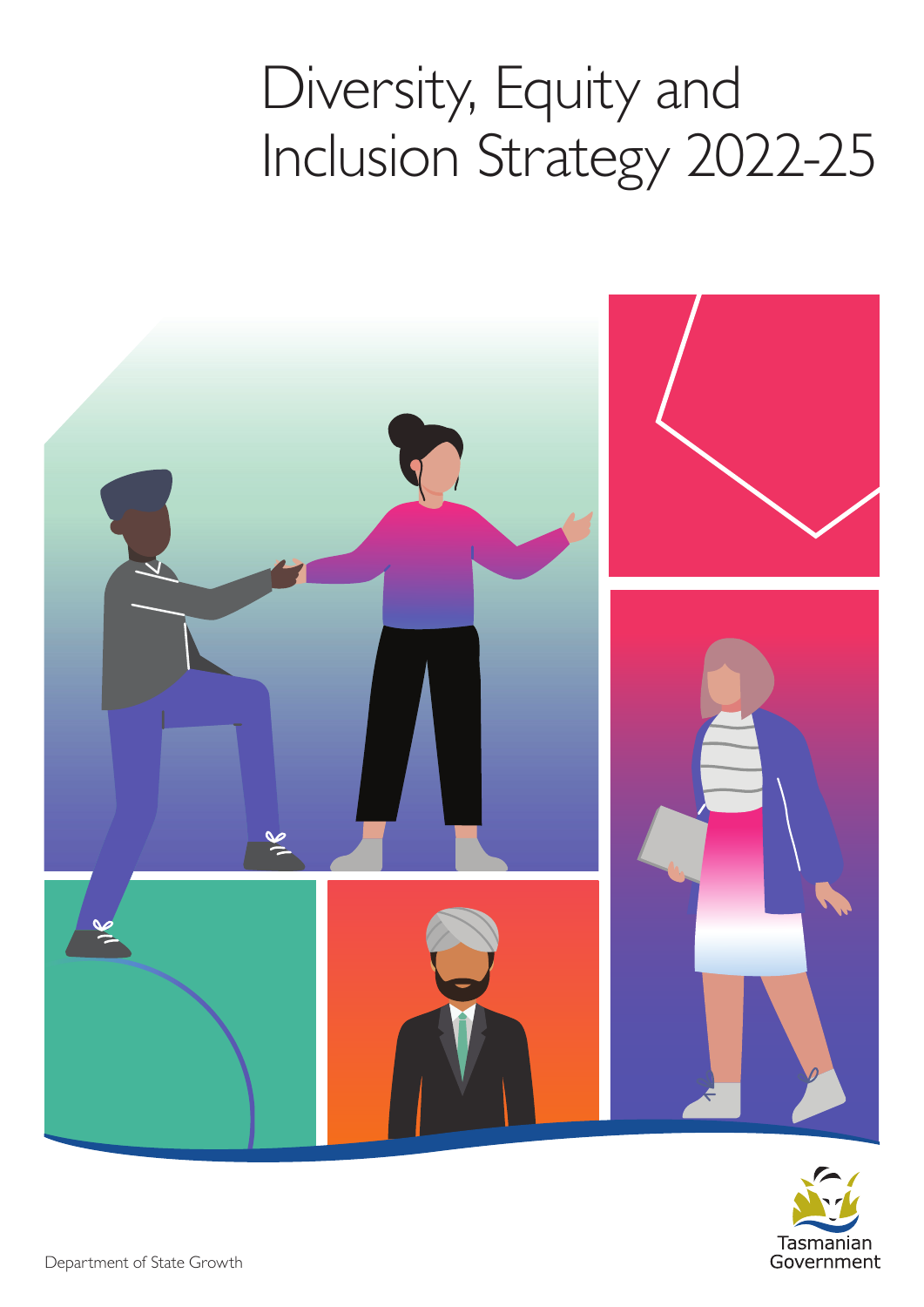# Diversity, Equity and Inclusion Strategy 2022-25

Department of State Growth

Tasmanian Government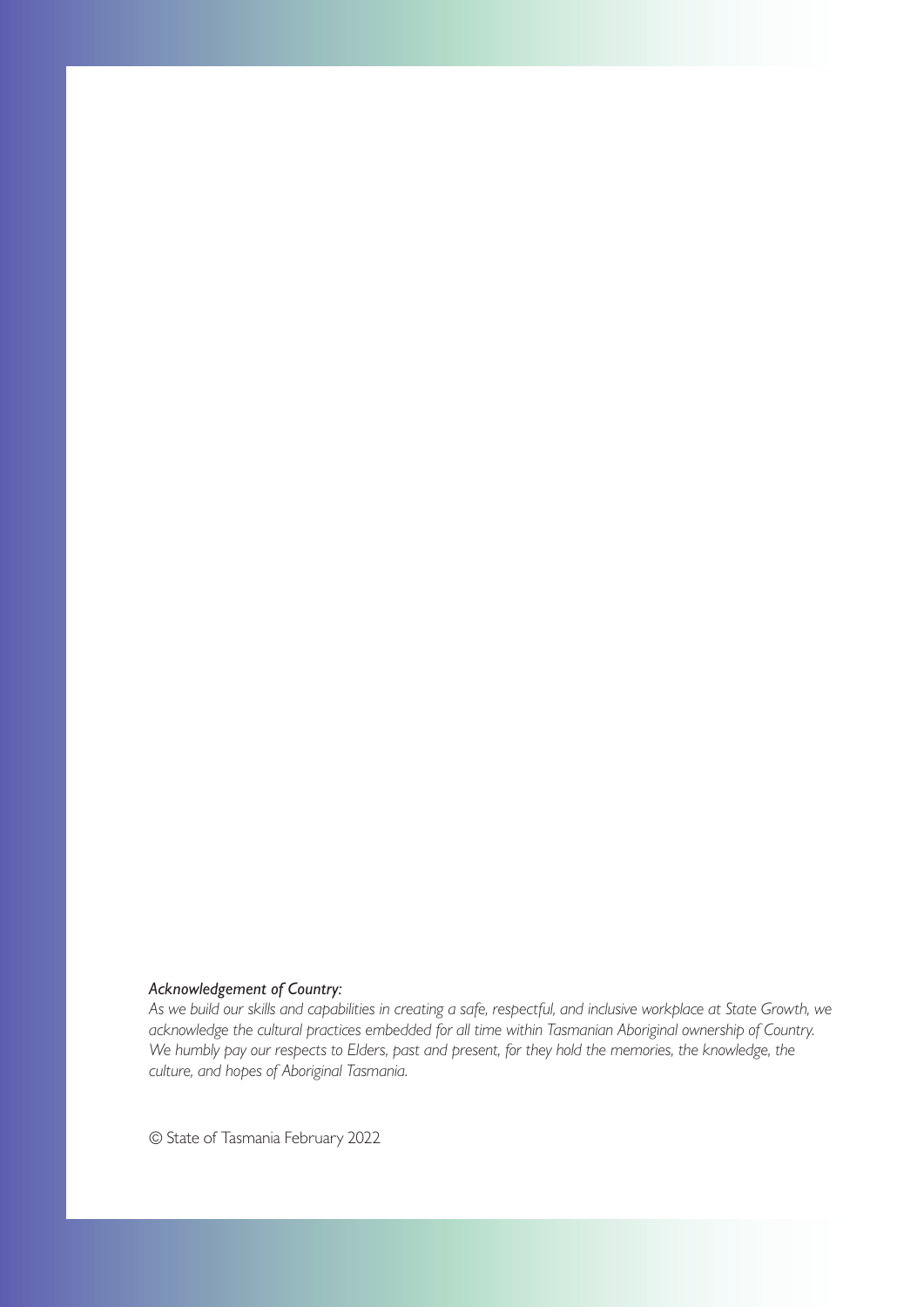***Acknowledgement of Country:***

*As we build our skills and capabilities in creating a safe, respectful, and inclusive workplace at State Growth, we acknowledge the cultural practices embedded for all time within Tasmanian Aboriginal ownership of Country. We humbly pay our respects to Elders, past and present, for they hold the memories, the knowledge, the culture, and hopes of Aboriginal Tasmania.*

© State of Tasmania February 2022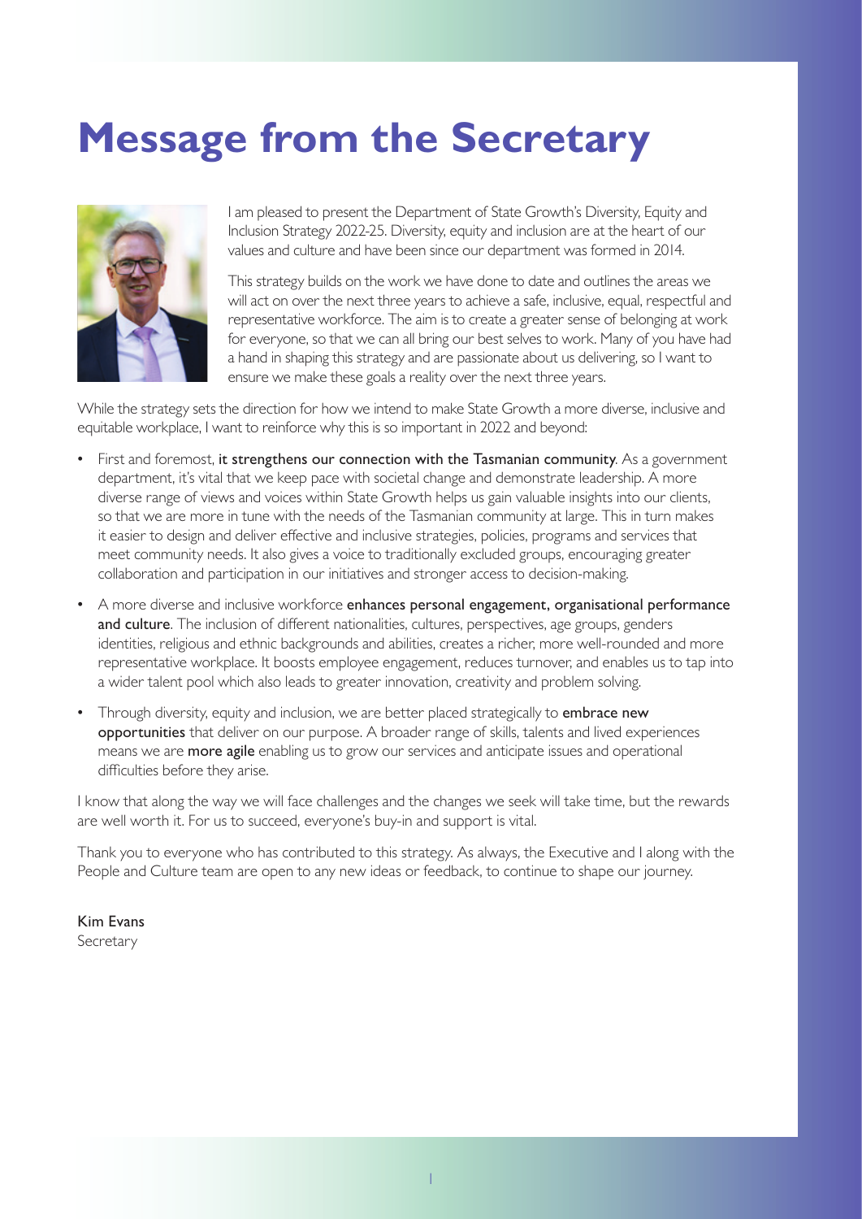# Message from the Secretary

I am pleased to present the Department of State Growth's Diversity, Equity and Inclusion Strategy 2022-25. Diversity, equity and inclusion are at the heart of our values and culture and have been since our department was formed in 2014.

This strategy builds on the work we have done to date and outlines the areas we will act on over the next three years to achieve a safe, inclusive, equal, respectful and representative workforce. The aim is to create a greater sense of belonging at work for everyone, so that we can all bring our best selves to work. Many of you have had a hand in shaping this strategy and are passionate about us delivering, so I want to ensure we make these goals a reality over the next three years.

While the strategy sets the direction for how we intend to make State Growth a more diverse, inclusive and equitable workplace, I want to reinforce why this is so important in 2022 and beyond:

- First and foremost, **it strengthens our connection with the Tasmanian community**. As a government department, it's vital that we keep pace with societal change and demonstrate leadership. A more diverse range of views and voices within State Growth helps us gain valuable insights into our clients, so that we are more in tune with the needs of the Tasmanian community at large. This in turn makes it easier to design and deliver effective and inclusive strategies, policies, programs and services that meet community needs. It also gives a voice to traditionally excluded groups, encouraging greater collaboration and participation in our initiatives and stronger access to decision-making.
- A more diverse and inclusive workforce **enhances personal engagement, organisational performance and culture**. The inclusion of different nationalities, cultures, perspectives, age groups, genders identities, religious and ethnic backgrounds and abilities, creates a richer, more well-rounded and more representative workplace. It boosts employee engagement, reduces turnover, and enables us to tap into a wider talent pool which also leads to greater innovation, creativity and problem solving.
- Through diversity, equity and inclusion, we are better placed strategically to **embrace new opportunities** that deliver on our purpose. A broader range of skills, talents and lived experiences means we are **more agile** enabling us to grow our services and anticipate issues and operational difficulties before they arise.

I know that along the way we will face challenges and the changes we seek will take time, but the rewards are well worth it. For us to succeed, everyone's buy-in and support is vital.

Thank you to everyone who has contributed to this strategy. As always, the Executive and I along with the People and Culture team are open to any new ideas or feedback, to continue to shape our journey.

**Kim Evans**
Secretary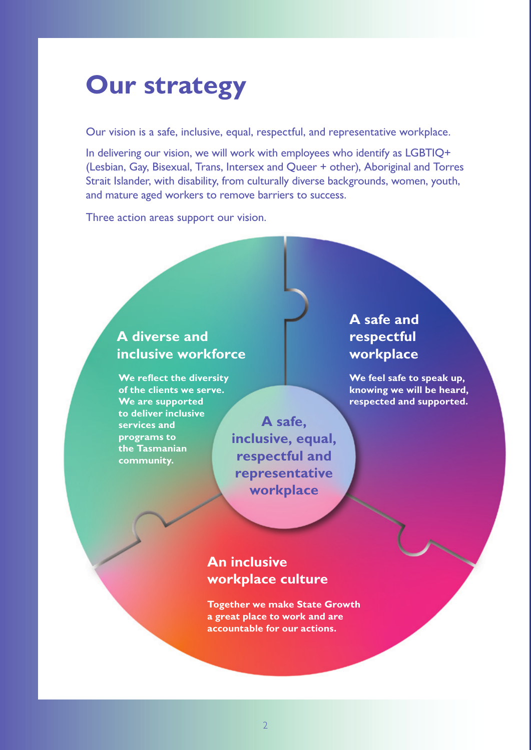# Our strategy

Our vision is a safe, inclusive, equal, respectful, and representative workplace.

In delivering our vision, we will work with employees who identify as LGBTIQ+ (Lesbian, Gay, Bisexual, Trans, Intersex and Queer + other), Aboriginal and Torres Strait Islander, with disability, from culturally diverse backgrounds, women, youth, and mature aged workers to remove barriers to success.

Three action areas support our vision.

**A safe, inclusive, equal, respectful and representative workplace**

### A diverse and inclusive workforce

**We reflect the diversity of the clients we serve. We are supported to deliver inclusive services and programs to the Tasmanian community.**

### A safe and respectful workplace

**We feel safe to speak up, knowing we will be heard, respected and supported.**

### An inclusive workplace culture

**Together we make State Growth a great place to work and are accountable for our actions.**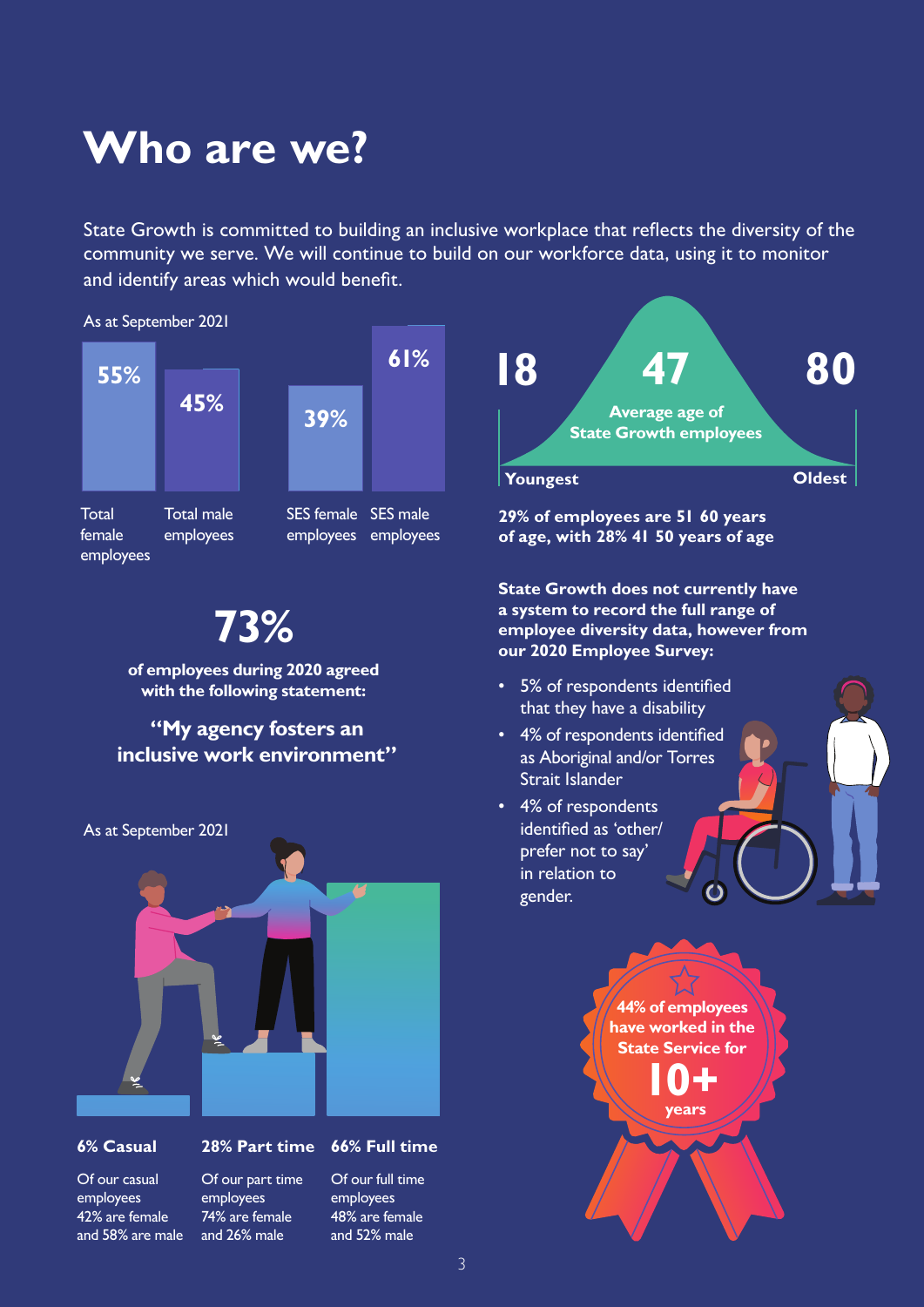# Who are we?

State Growth is committed to building an inclusive workplace that reflects the diversity of the community we serve. We will continue to build on our workforce data, using it to monitor and identify areas which would benefit.

As at September 2021

| Total female employees | Total male employees | SES female employees | SES male employees |
|---|---|---|---|
| 55% | 45% | 39% | 61% |

**73%**

**of employees during 2020 agreed with the following statement:**

**"My agency fosters an inclusive work environment"**

As at September 2021

**6% Casual**

Of our casual employees 42% are female and 58% are male

**28% Part time**

Of our part time employees 74% are female and 26% male

**66% Full time**

Of our full time employees 48% are female and 52% male

**18** Youngest

**47** Average age of State Growth employees

**80** Oldest

**29% of employees are 51 60 years of age, with 28% 41 50 years of age**

**State Growth does not currently have a system to record the full range of employee diversity data, however from our 2020 Employee Survey:**

- 5% of respondents identified that they have a disability
- 4% of respondents identified as Aboriginal and/or Torres Strait Islander
- 4% of respondents identified as 'other/ prefer not to say' in relation to gender.

**44% of employees have worked in the State Service for 10+ years**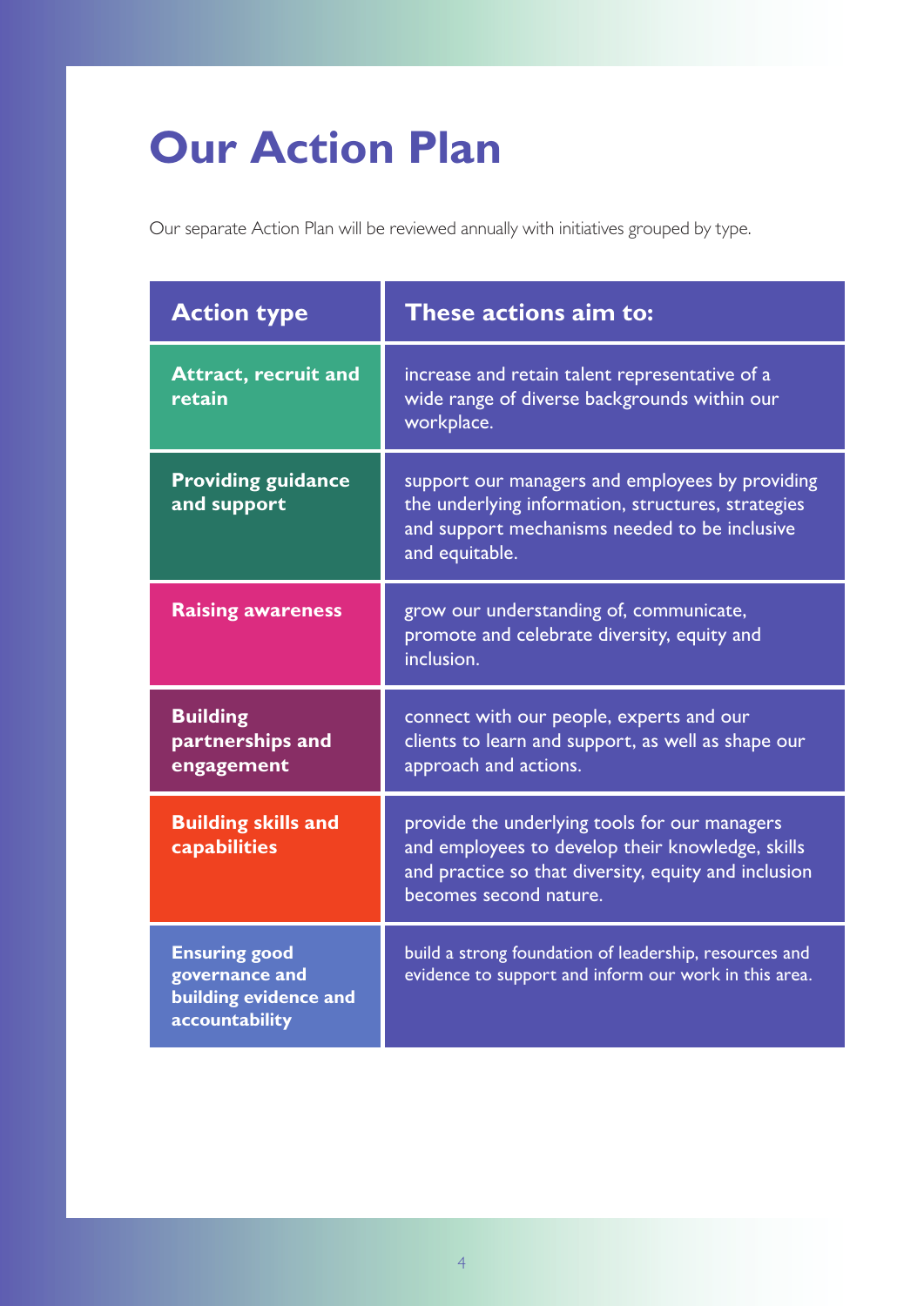# Our Action Plan

Our separate Action Plan will be reviewed annually with initiatives grouped by type.

| Action type | These actions aim to: |
| --- | --- |
| **Attract, recruit and retain** | increase and retain talent representative of a wide range of diverse backgrounds within our workplace. |
| **Providing guidance and support** | support our managers and employees by providing the underlying information, structures, strategies and support mechanisms needed to be inclusive and equitable. |
| **Raising awareness** | grow our understanding of, communicate, promote and celebrate diversity, equity and inclusion. |
| **Building partnerships and engagement** | connect with our people, experts and our clients to learn and support, as well as shape our approach and actions. |
| **Building skills and capabilities** | provide the underlying tools for our managers and employees to develop their knowledge, skills and practice so that diversity, equity and inclusion becomes second nature. |
| **Ensuring good governance and building evidence and accountability** | build a strong foundation of leadership, resources and evidence to support and inform our work in this area. |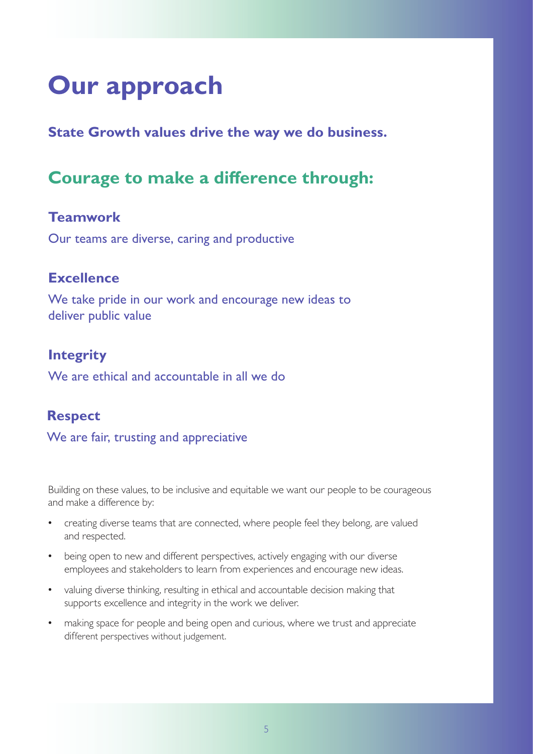# Our approach

**State Growth values drive the way we do business.**

## Courage to make a difference through:

### Teamwork

Our teams are diverse, caring and productive

### Excellence

We take pride in our work and encourage new ideas to deliver public value

### Integrity

We are ethical and accountable in all we do

### Respect

We are fair, trusting and appreciative

Building on these values, to be inclusive and equitable we want our people to be courageous and make a difference by:

- creating diverse teams that are connected, where people feel they belong, are valued and respected.
- being open to new and different perspectives, actively engaging with our diverse employees and stakeholders to learn from experiences and encourage new ideas.
- valuing diverse thinking, resulting in ethical and accountable decision making that supports excellence and integrity in the work we deliver.
- making space for people and being open and curious, where we trust and appreciate different perspectives without judgement.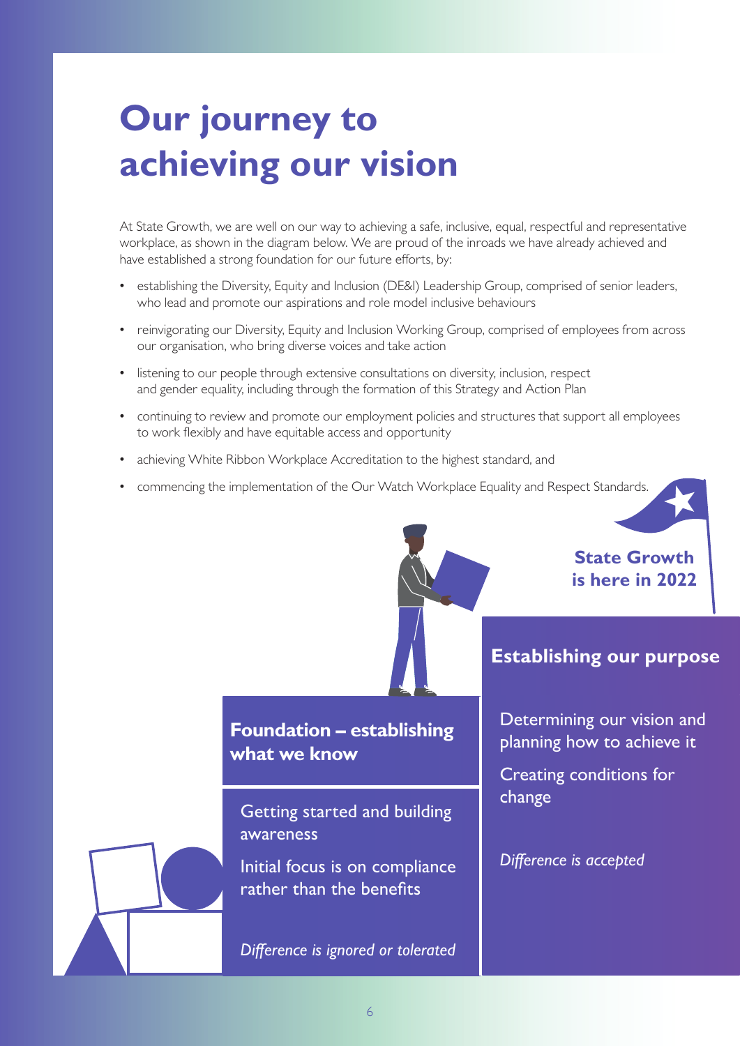# Our journey to achieving our vision

At State Growth, we are well on our way to achieving a safe, inclusive, equal, respectful and representative workplace, as shown in the diagram below. We are proud of the inroads we have already achieved and have established a strong foundation for our future efforts, by:

- establishing the Diversity, Equity and Inclusion (DE&I) Leadership Group, comprised of senior leaders, who lead and promote our aspirations and role model inclusive behaviours
- reinvigorating our Diversity, Equity and Inclusion Working Group, comprised of employees from across our organisation, who bring diverse voices and take action
- listening to our people through extensive consultations on diversity, inclusion, respect and gender equality, including through the formation of this Strategy and Action Plan
- continuing to review and promote our employment policies and structures that support all employees to work flexibly and have equitable access and opportunity
- achieving White Ribbon Workplace Accreditation to the highest standard, and
- commencing the implementation of the Our Watch Workplace Equality and Respect Standards.

**State Growth is here in 2022**

### Foundation – establishing what we know

Getting started and building awareness

Initial focus is on compliance rather than the benefits

*Difference is ignored or tolerated*

### Establishing our purpose

Determining our vision and planning how to achieve it

Creating conditions for change

*Difference is accepted*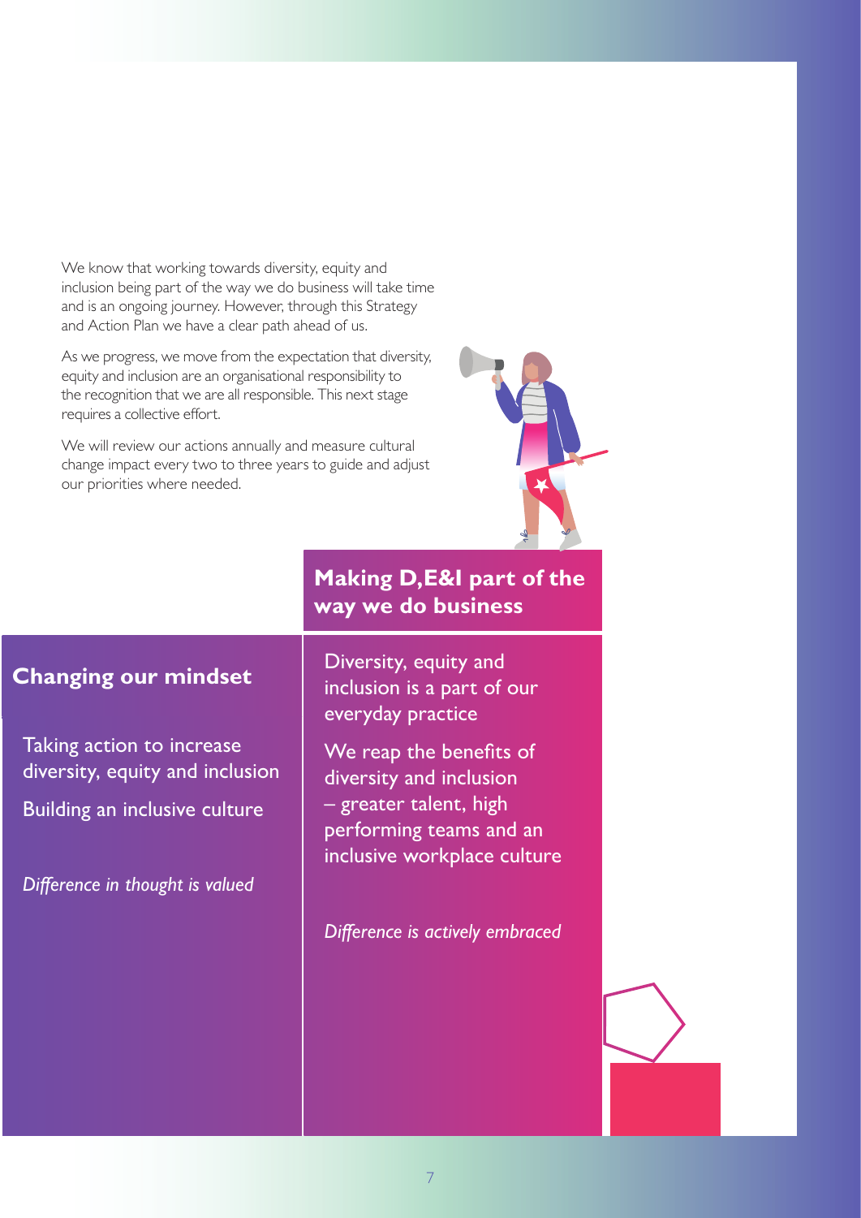We know that working towards diversity, equity and inclusion being part of the way we do business will take time and is an ongoing journey. However, through this Strategy and Action Plan we have a clear path ahead of us.

As we progress, we move from the expectation that diversity, equity and inclusion are an organisational responsibility to the recognition that we are all responsible. This next stage requires a collective effort.

We will review our actions annually and measure cultural change impact every two to three years to guide and adjust our priorities where needed.

## Changing our mindset

Taking action to increase diversity, equity and inclusion

Building an inclusive culture

*Difference in thought is valued*

## Making D,E&I part of the way we do business

Diversity, equity and inclusion is a part of our everyday practice

We reap the benefits of diversity and inclusion – greater talent, high performing teams and an inclusive workplace culture

*Difference is actively embraced*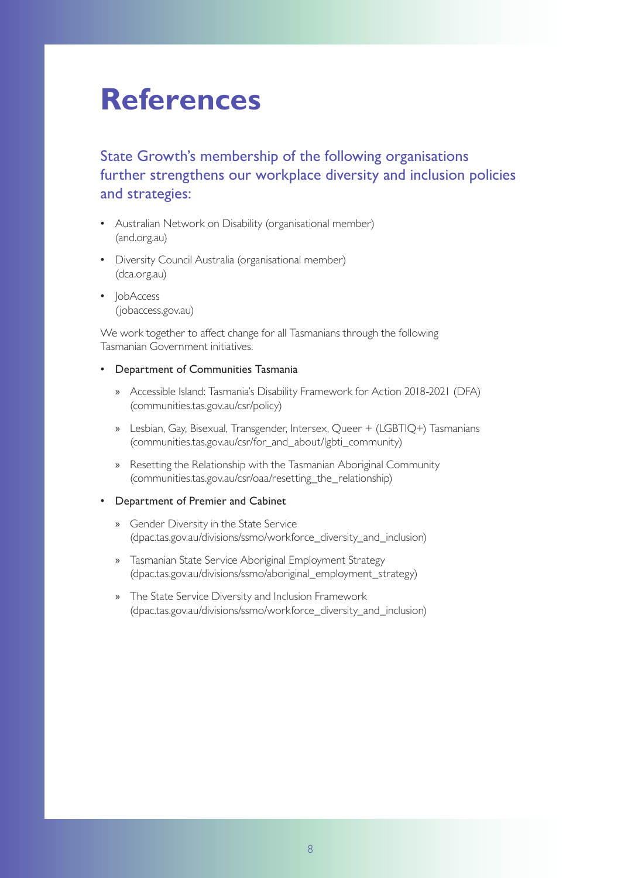# References

## State Growth's membership of the following organisations further strengthens our workplace diversity and inclusion policies and strategies:

- Australian Network on Disability (organisational member)
  (and.org.au)
- Diversity Council Australia (organisational member)
  (dca.org.au)
- JobAccess
  (jobaccess.gov.au)

We work together to affect change for all Tasmanians through the following Tasmanian Government initiatives.

- Department of Communities Tasmania
  - Accessible Island: Tasmania's Disability Framework for Action 2018-2021 (DFA)
    (communities.tas.gov.au/csr/policy)
  - Lesbian, Gay, Bisexual, Transgender, Intersex, Queer + (LGBTIQ+) Tasmanians
    (communities.tas.gov.au/csr/for_and_about/lgbti_community)
  - Resetting the Relationship with the Tasmanian Aboriginal Community
    (communities.tas.gov.au/csr/oaa/resetting_the_relationship)
- Department of Premier and Cabinet
  - Gender Diversity in the State Service
    (dpac.tas.gov.au/divisions/ssmo/workforce_diversity_and_inclusion)
  - Tasmanian State Service Aboriginal Employment Strategy
    (dpac.tas.gov.au/divisions/ssmo/aboriginal_employment_strategy)
  - The State Service Diversity and Inclusion Framework
    (dpac.tas.gov.au/divisions/ssmo/workforce_diversity_and_inclusion)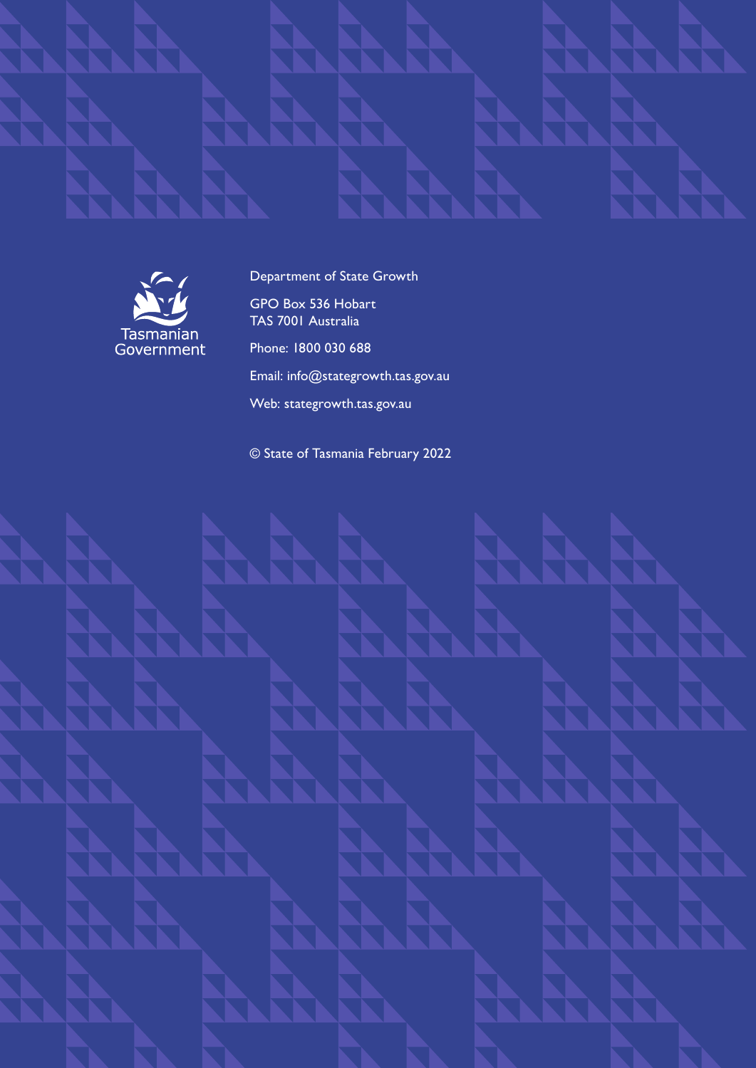Tasmanian Government

Department of State Growth

GPO Box 536 Hobart
TAS 7001 Australia

Phone: 1800 030 688

Email: info@stategrowth.tas.gov.au

Web: stategrowth.tas.gov.au

© State of Tasmania February 2022